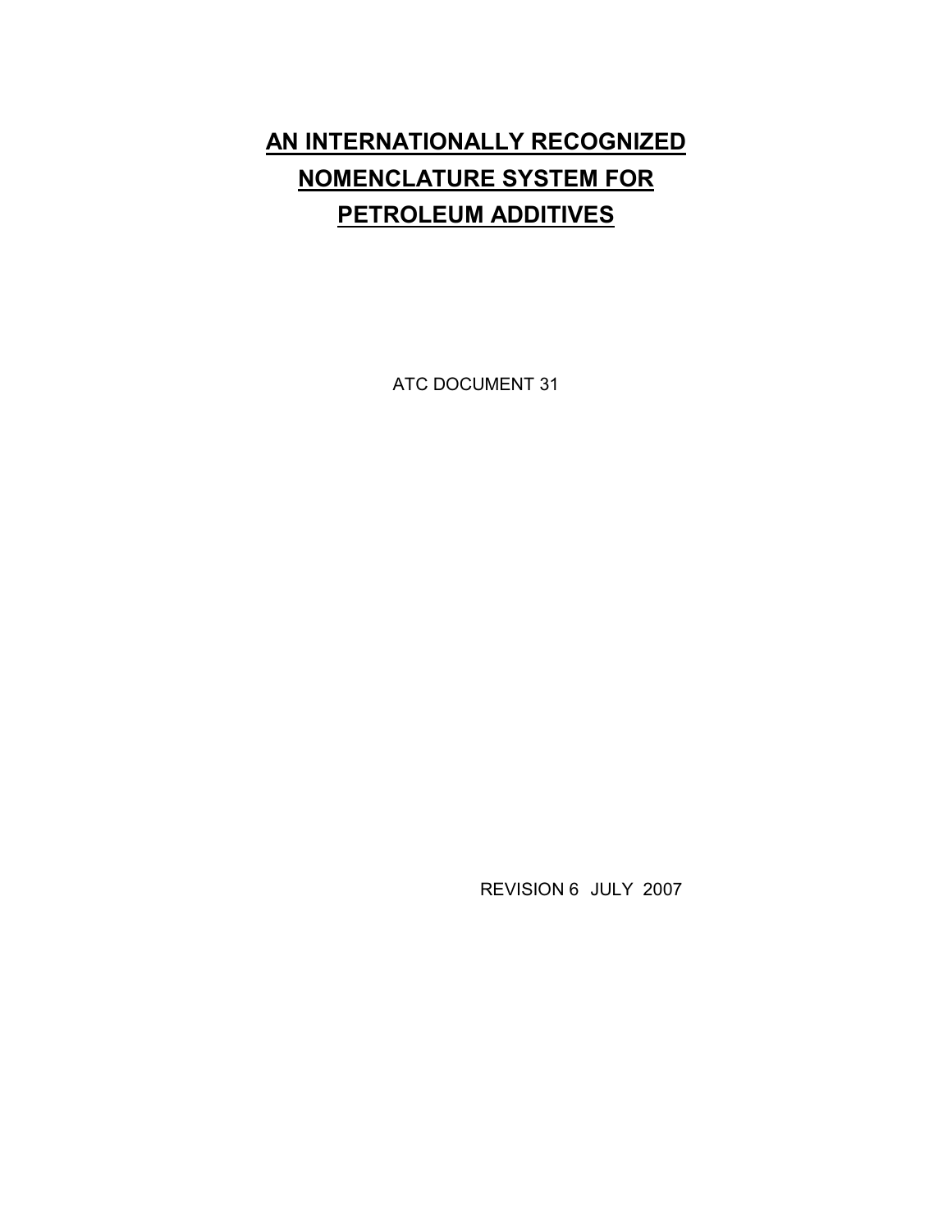# AN INTERNATIONALLY RECOGNIZED NOMENCLATURE SYSTEM FOR PETROLEUM ADDITIVES

ATC DOCUMENT 31

REVISION 6 JULY 2007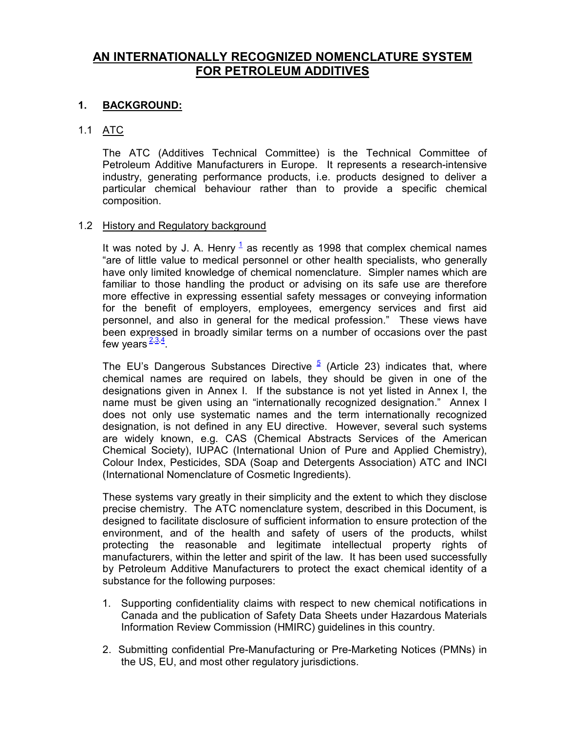# AN INTERNATIONALLY RECOGNIZED NOMENCLATURE SYSTEM FOR PETROLEUM ADDITIVES

## 1. BACKGROUND:

### 1.1 ATC

The ATC (Additives Technical Committee) is the Technical Committee of Petroleum Additive Manufacturers in Europe. It represents a research-intensive industry, generating performance products, i.e. products designed to deliver a particular chemical behaviour rather than to provide a specific chemical composition.

### 1.2 History and Regulatory background

It was noted by J. A. Henry [1] as recently as 1998 that complex chemical names "are of little value to medical personnel or other health specialists, who generally have only limited knowledge of chemical nomenclature. Simpler names which are familiar to those handling the product or advising on its safe use are therefore more effective in expressing essential safety messages or conveying information for the benefit of employers, employees, emergency services and first aid personnel, and also in general for the medical profession." These views have been expressed in broadly similar terms on a number of occasions over the past few years [2,3,4].

The EU's Dangerous Substances Directive [5] (Article 23) indicates that, where chemical names are required on labels, they should be given in one of the designations given in Annex I. If the substance is not yet listed in Annex I, the name must be given using an "internationally recognized designation." Annex I does not only use systematic names and the term internationally recognized designation, is not defined in any EU directive. However, several such systems are widely known, e.g. CAS (Chemical Abstracts Services of the American Chemical Society), IUPAC (International Union of Pure and Applied Chemistry), Colour Index, Pesticides, SDA (Soap and Detergents Association) ATC and INCI (International Nomenclature of Cosmetic Ingredients).

These systems vary greatly in their simplicity and the extent to which they disclose precise chemistry. The ATC nomenclature system, described in this Document, is designed to facilitate disclosure of sufficient information to ensure protection of the environment, and of the health and safety of users of the products, whilst protecting the reasonable and legitimate intellectual property rights of manufacturers, within the letter and spirit of the law. It has been used successfully by Petroleum Additive Manufacturers to protect the exact chemical identity of a substance for the following purposes:

1. Supporting confidentiality claims with respect to new chemical notifications in Canada and the publication of Safety Data Sheets under Hazardous Materials Information Review Commission (HMIRC) guidelines in this country.
2. Submitting confidential Pre-Manufacturing or Pre-Marketing Notices (PMNs) in the US, EU, and most other regulatory jurisdictions.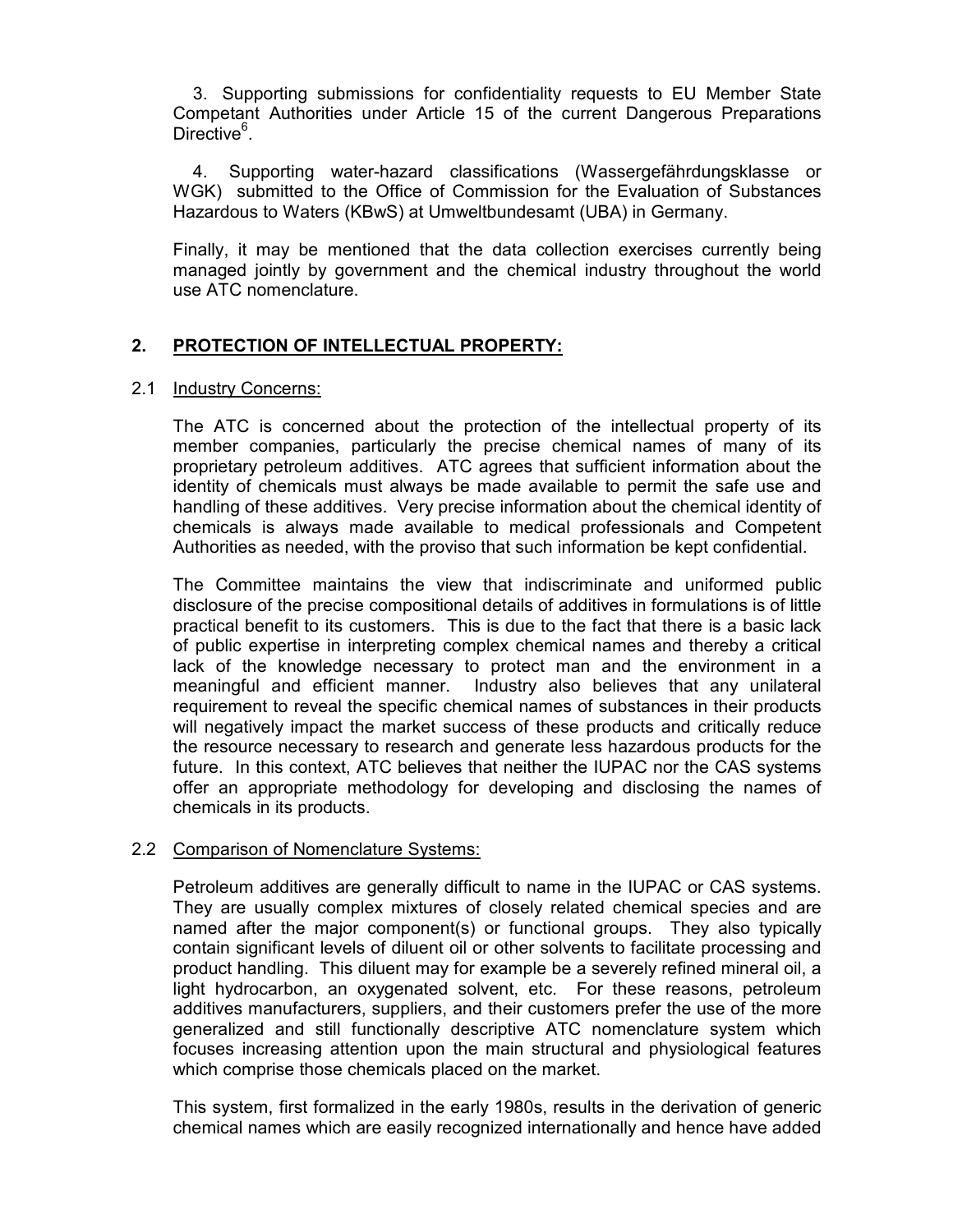3. Supporting submissions for confidentiality requests to EU Member State Competant Authorities under Article 15 of the current Dangerous Preparations Directive[6].

4. Supporting water-hazard classifications (Wassergefährdungsklasse or WGK) submitted to the Office of Commission for the Evaluation of Substances Hazardous to Waters (KBwS) at Umweltbundesamt (UBA) in Germany.

Finally, it may be mentioned that the data collection exercises currently being managed jointly by government and the chemical industry throughout the world use ATC nomenclature.

## 2. PROTECTION OF INTELLECTUAL PROPERTY:

### 2.1 Industry Concerns:

The ATC is concerned about the protection of the intellectual property of its member companies, particularly the precise chemical names of many of its proprietary petroleum additives. ATC agrees that sufficient information about the identity of chemicals must always be made available to permit the safe use and handling of these additives. Very precise information about the chemical identity of chemicals is always made available to medical professionals and Competent Authorities as needed, with the proviso that such information be kept confidential.

The Committee maintains the view that indiscriminate and uniformed public disclosure of the precise compositional details of additives in formulations is of little practical benefit to its customers. This is due to the fact that there is a basic lack of public expertise in interpreting complex chemical names and thereby a critical lack of the knowledge necessary to protect man and the environment in a meaningful and efficient manner. Industry also believes that any unilateral requirement to reveal the specific chemical names of substances in their products will negatively impact the market success of these products and critically reduce the resource necessary to research and generate less hazardous products for the future. In this context, ATC believes that neither the IUPAC nor the CAS systems offer an appropriate methodology for developing and disclosing the names of chemicals in its products.

### 2.2 Comparison of Nomenclature Systems:

Petroleum additives are generally difficult to name in the IUPAC or CAS systems. They are usually complex mixtures of closely related chemical species and are named after the major component(s) or functional groups. They also typically contain significant levels of diluent oil or other solvents to facilitate processing and product handling. This diluent may for example be a severely refined mineral oil, a light hydrocarbon, an oxygenated solvent, etc. For these reasons, petroleum additives manufacturers, suppliers, and their customers prefer the use of the more generalized and still functionally descriptive ATC nomenclature system which focuses increasing attention upon the main structural and physiological features which comprise those chemicals placed on the market.

This system, first formalized in the early 1980s, results in the derivation of generic chemical names which are easily recognized internationally and hence have added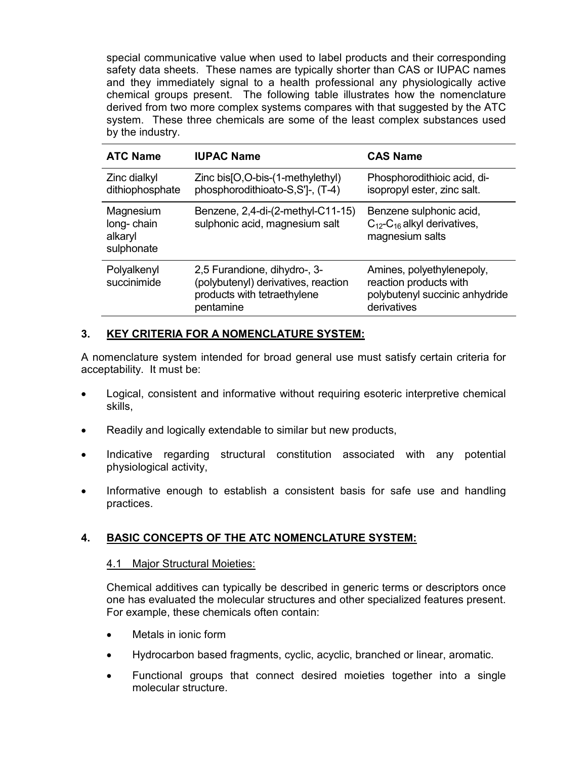special communicative value when used to label products and their corresponding safety data sheets. These names are typically shorter than CAS or IUPAC names and they immediately signal to a health professional any physiologically active chemical groups present. The following table illustrates how the nomenclature derived from two more complex systems compares with that suggested by the ATC system. These three chemicals are some of the least complex substances used by the industry.

| ATC Name | IUPAC Name | CAS Name |
|---|---|---|
| Zinc dialkyl dithiophosphate | Zinc bis[O,O-bis-(1-methylethyl) phosphorodithioato-S,S']-, (T-4) | Phosphorodithioic acid, di-isopropyl ester, zinc salt. |
| Magnesium long- chain alkaryl sulphonate | Benzene, 2,4-di-(2-methyl-C11-15) sulphonic acid, magnesium salt | Benzene sulphonic acid, $C_{12}$-$C_{16}$ alkyl derivatives, magnesium salts |
| Polyalkenyl succinimide | 2,5 Furandione, dihydro-, 3-(polybutenyl) derivatives, reaction products with tetraethylene pentamine | Amines, polyethylenepoly, reaction products with polybutenyl succinic anhydride derivatives |

## 3. KEY CRITERIA FOR A NOMENCLATURE SYSTEM:

A nomenclature system intended for broad general use must satisfy certain criteria for acceptability. It must be:

- Logical, consistent and informative without requiring esoteric interpretive chemical skills,
- Readily and logically extendable to similar but new products,
- Indicative regarding structural constitution associated with any potential physiological activity,
- Informative enough to establish a consistent basis for safe use and handling practices.

## 4. BASIC CONCEPTS OF THE ATC NOMENCLATURE SYSTEM:

### 4.1 Major Structural Moieties:

Chemical additives can typically be described in generic terms or descriptors once one has evaluated the molecular structures and other specialized features present. For example, these chemicals often contain:

- Metals in ionic form
- Hydrocarbon based fragments, cyclic, acyclic, branched or linear, aromatic.
- Functional groups that connect desired moieties together into a single molecular structure.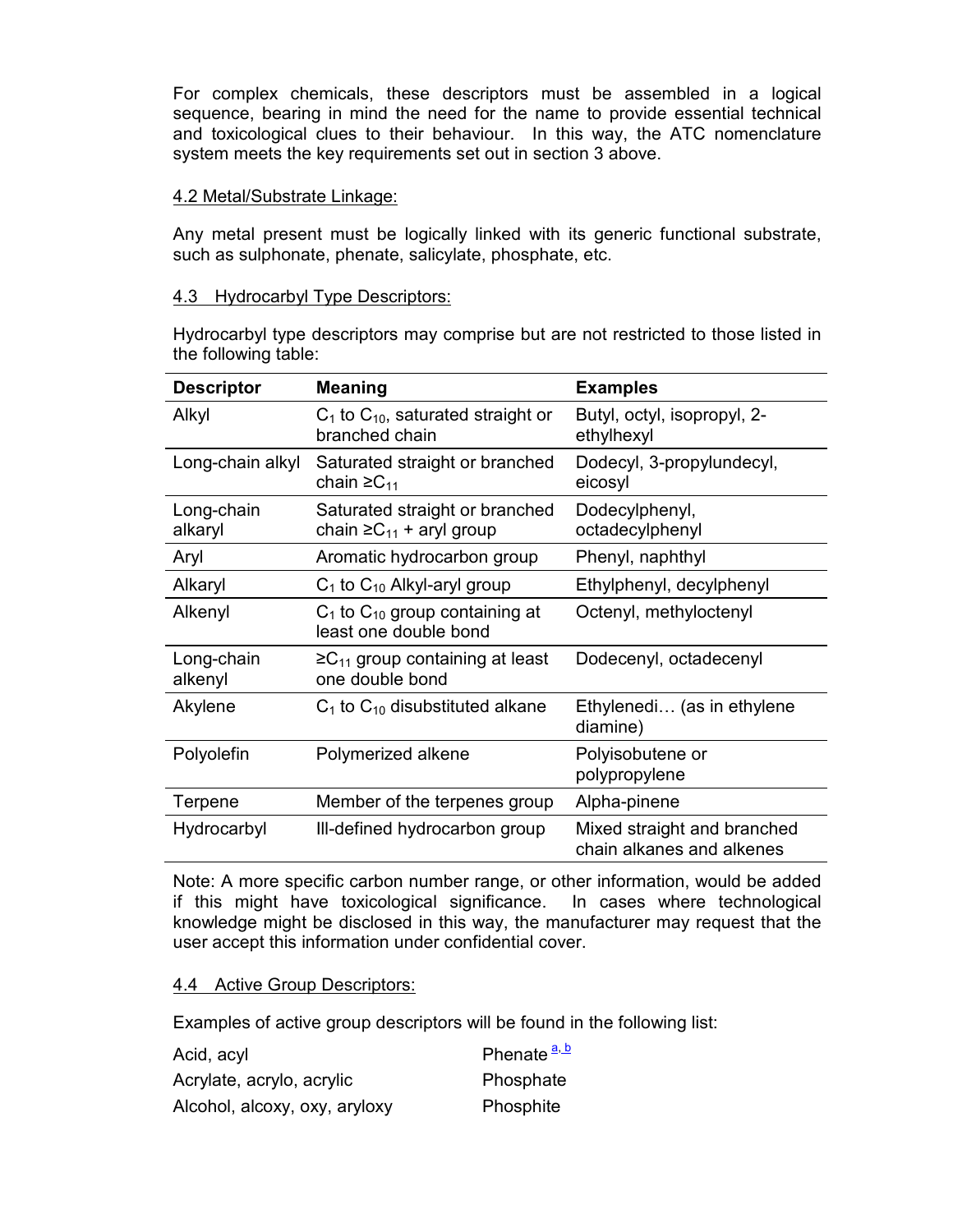For complex chemicals, these descriptors must be assembled in a logical sequence, bearing in mind the need for the name to provide essential technical and toxicological clues to their behaviour. In this way, the ATC nomenclature system meets the key requirements set out in section 3 above.

4.2 Metal/Substrate Linkage:

Any metal present must be logically linked with its generic functional substrate, such as sulphonate, phenate, salicylate, phosphate, etc.

4.3 Hydrocarbyl Type Descriptors:

Hydrocarbyl type descriptors may comprise but are not restricted to those listed in the following table:

| Descriptor | Meaning | Examples |
|---|---|---|
| Alkyl | $C_1$ to $C_{10}$, saturated straight or branched chain | Butyl, octyl, isopropyl, 2-ethylhexyl |
| Long-chain alkyl | Saturated straight or branched chain $\geq C_{11}$ | Dodecyl, 3-propylundecyl, eicosyl |
| Long-chain alkaryl | Saturated straight or branched chain $\geq C_{11}$ + aryl group | Dodecylphenyl, octadecylphenyl |
| Aryl | Aromatic hydrocarbon group | Phenyl, naphthyl |
| Alkaryl | $C_1$ to $C_{10}$ Alkyl-aryl group | Ethylphenyl, decylphenyl |
| Alkenyl | $C_1$ to $C_{10}$ group containing at least one double bond | Octenyl, methyloctenyl |
| Long-chain alkenyl | $\geq C_{11}$ group containing at least one double bond | Dodecenyl, octadecenyl |
| Akylene | $C_1$ to $C_{10}$ disubstituted alkane | Ethylenedi… (as in ethylene diamine) |
| Polyolefin | Polymerized alkene | Polyisobutene or polypropylene |
| Terpene | Member of the terpenes group | Alpha-pinene |
| Hydrocarbyl | Ill-defined hydrocarbon group | Mixed straight and branched chain alkanes and alkenes |

Note: A more specific carbon number range, or other information, would be added if this might have toxicological significance. In cases where technological knowledge might be disclosed in this way, the manufacturer may request that the user accept this information under confidential cover.

4.4 Active Group Descriptors:

Examples of active group descriptors will be found in the following list:

Acid, acyl

Acrylate, acrylo, acrylic

Alcohol, alcoxy, oxy, aryloxy

Phenate [a, b]

Phosphate

Phosphite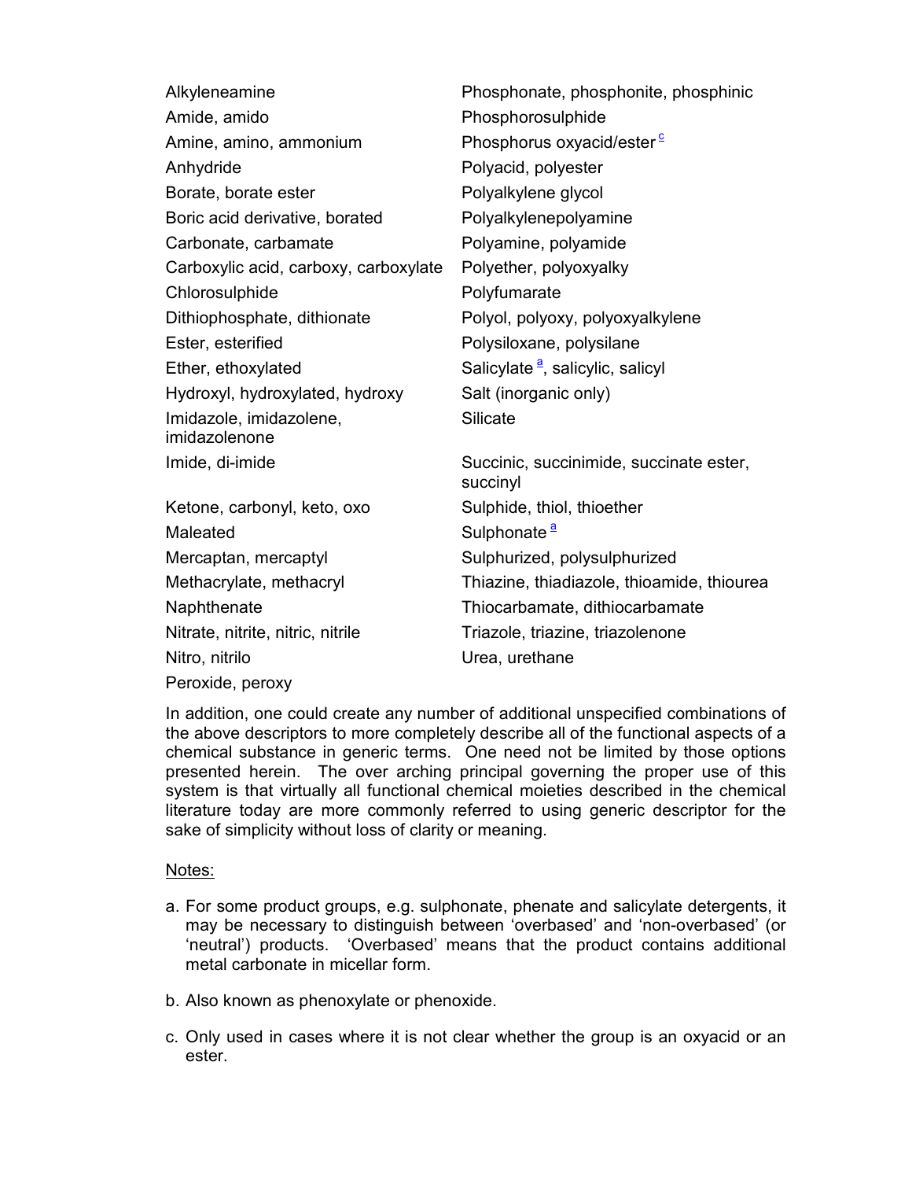| | |
|---|---|
| Alkyleneamine | Phosphonate, phosphonite, phosphinic |
| Amide, amido | Phosphorosulphide |
| Amine, amino, ammonium | Phosphorus oxyacid/ester [c] |
| Anhydride | Polyacid, polyester |
| Borate, borate ester | Polyalkylene glycol |
| Boric acid derivative, borated | Polyalkylenepolyamine |
| Carbonate, carbamate | Polyamine, polyamide |
| Carboxylic acid, carboxy, carboxylate | Polyether, polyoxyalky |
| Chlorosulphide | Polyfumarate |
| Dithiophosphate, dithionate | Polyol, polyoxy, polyoxyalkylene |
| Ester, esterified | Polysiloxane, polysilane |
| Ether, ethoxylated | Salicylate [a], salicylic, salicyl |
| Hydroxyl, hydroxylated, hydroxy | Salt (inorganic only) |
| Imidazole, imidazolene, imidazolenone | Silicate |
| Imide, di-imide | Succinic, succinimide, succinate ester, succinyl |
| Ketone, carbonyl, keto, oxo | Sulphide, thiol, thioether |
| Maleated | Sulphonate [a] |
| Mercaptan, mercaptyl | Sulphurized, polysulphurized |
| Methacrylate, methacryl | Thiazine, thiadiazole, thioamide, thiourea |
| Naphthenate | Thiocarbamate, dithiocarbamate |
| Nitrate, nitrite, nitric, nitrile | Triazole, triazine, triazolenone |
| Nitro, nitrilo | Urea, urethane |
| Peroxide, peroxy | |

In addition, one could create any number of additional unspecified combinations of the above descriptors to more completely describe all of the functional aspects of a chemical substance in generic terms. One need not be limited by those options presented herein. The over arching principal governing the proper use of this system is that virtually all functional chemical moieties described in the chemical literature today are more commonly referred to using generic descriptor for the sake of simplicity without loss of clarity or meaning.

Notes:

a. For some product groups, e.g. sulphonate, phenate and salicylate detergents, it may be necessary to distinguish between 'overbased' and 'non-overbased' (or 'neutral') products. 'Overbased' means that the product contains additional metal carbonate in micellar form.

b. Also known as phenoxylate or phenoxide.

c. Only used in cases where it is not clear whether the group is an oxyacid or an ester.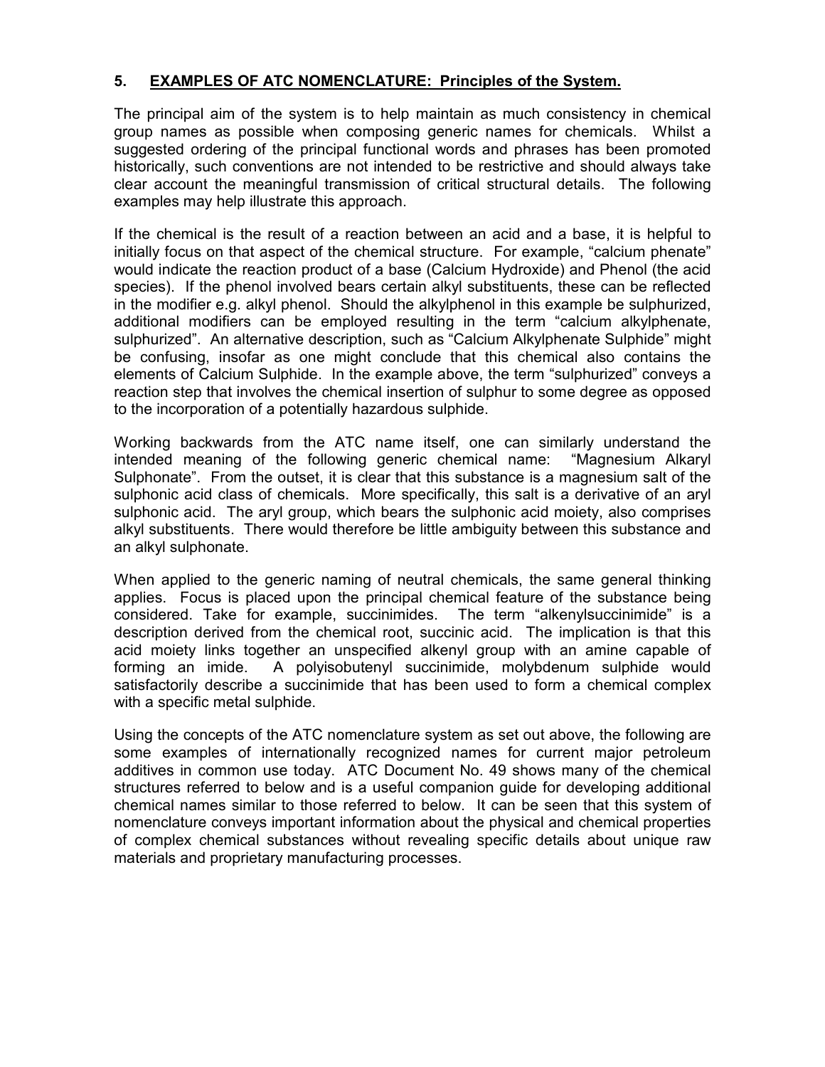## 5. EXAMPLES OF ATC NOMENCLATURE: Principles of the System.

The principal aim of the system is to help maintain as much consistency in chemical group names as possible when composing generic names for chemicals. Whilst a suggested ordering of the principal functional words and phrases has been promoted historically, such conventions are not intended to be restrictive and should always take clear account the meaningful transmission of critical structural details. The following examples may help illustrate this approach.

If the chemical is the result of a reaction between an acid and a base, it is helpful to initially focus on that aspect of the chemical structure. For example, "calcium phenate" would indicate the reaction product of a base (Calcium Hydroxide) and Phenol (the acid species). If the phenol involved bears certain alkyl substituents, these can be reflected in the modifier e.g. alkyl phenol. Should the alkylphenol in this example be sulphurized, additional modifiers can be employed resulting in the term "calcium alkylphenate, sulphurized". An alternative description, such as "Calcium Alkylphenate Sulphide" might be confusing, insofar as one might conclude that this chemical also contains the elements of Calcium Sulphide. In the example above, the term "sulphurized" conveys a reaction step that involves the chemical insertion of sulphur to some degree as opposed to the incorporation of a potentially hazardous sulphide.

Working backwards from the ATC name itself, one can similarly understand the intended meaning of the following generic chemical name: "Magnesium Alkaryl Sulphonate". From the outset, it is clear that this substance is a magnesium salt of the sulphonic acid class of chemicals. More specifically, this salt is a derivative of an aryl sulphonic acid. The aryl group, which bears the sulphonic acid moiety, also comprises alkyl substituents. There would therefore be little ambiguity between this substance and an alkyl sulphonate.

When applied to the generic naming of neutral chemicals, the same general thinking applies. Focus is placed upon the principal chemical feature of the substance being considered. Take for example, succinimides. The term "alkenylsuccinimide" is a description derived from the chemical root, succinic acid. The implication is that this acid moiety links together an unspecified alkenyl group with an amine capable of forming an imide. A polyisobutenyl succinimide, molybdenum sulphide would satisfactorily describe a succinimide that has been used to form a chemical complex with a specific metal sulphide.

Using the concepts of the ATC nomenclature system as set out above, the following are some examples of internationally recognized names for current major petroleum additives in common use today. ATC Document No. 49 shows many of the chemical structures referred to below and is a useful companion guide for developing additional chemical names similar to those referred to below. It can be seen that this system of nomenclature conveys important information about the physical and chemical properties of complex chemical substances without revealing specific details about unique raw materials and proprietary manufacturing processes.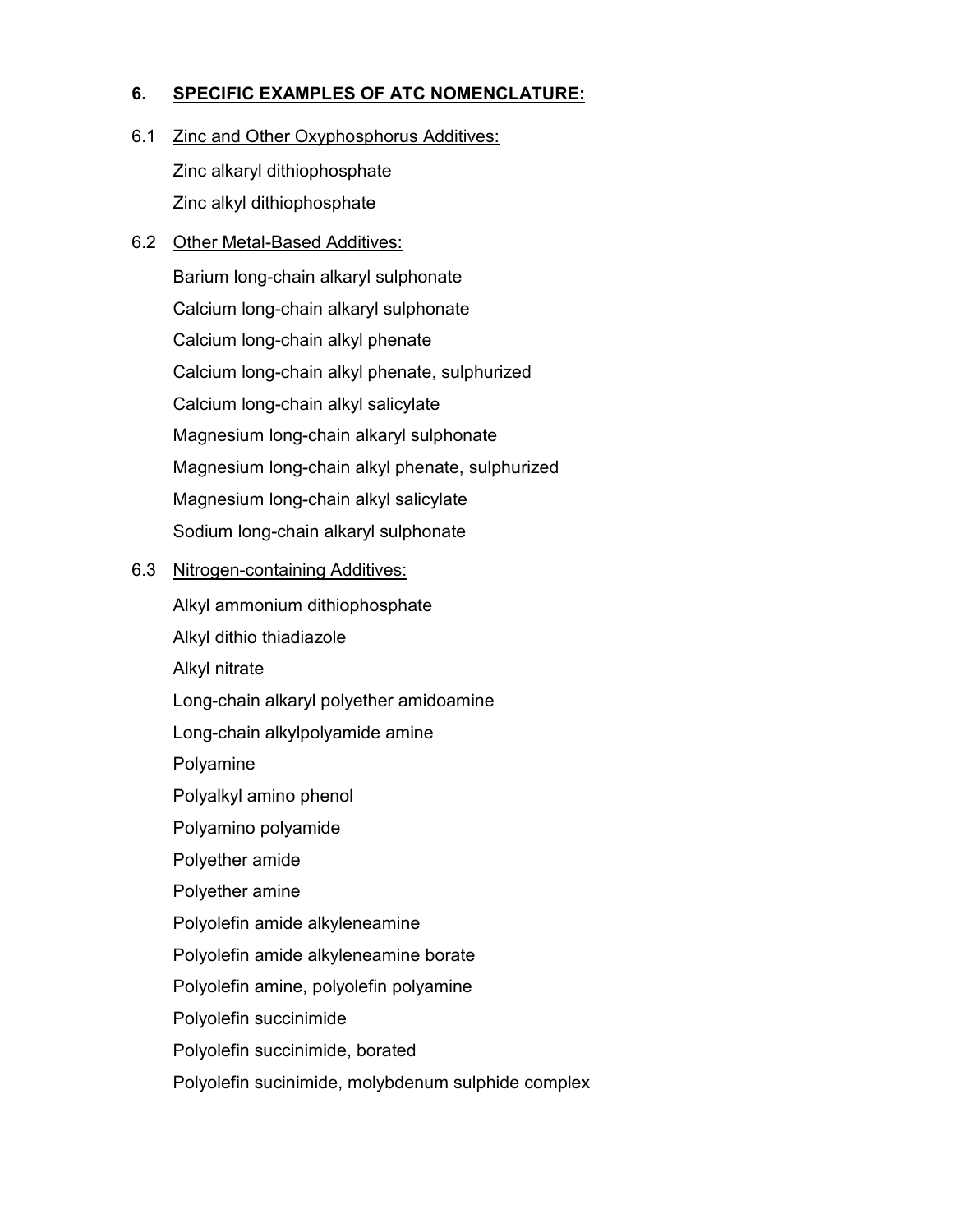## 6. SPECIFIC EXAMPLES OF ATC NOMENCLATURE:

### 6.1 Zinc and Other Oxyphosphorus Additives:

Zinc alkaryl dithiophosphate

Zinc alkyl dithiophosphate

### 6.2 Other Metal-Based Additives:

Barium long-chain alkaryl sulphonate

Calcium long-chain alkaryl sulphonate

Calcium long-chain alkyl phenate

Calcium long-chain alkyl phenate, sulphurized

Calcium long-chain alkyl salicylate

Magnesium long-chain alkaryl sulphonate

Magnesium long-chain alkyl phenate, sulphurized

Magnesium long-chain alkyl salicylate

Sodium long-chain alkaryl sulphonate

### 6.3 Nitrogen-containing Additives:

Alkyl ammonium dithiophosphate

Alkyl dithio thiadiazole

Alkyl nitrate

Long-chain alkaryl polyether amidoamine

Long-chain alkylpolyamide amine

Polyamine

Polyalkyl amino phenol

Polyamino polyamide

Polyether amide

Polyether amine

Polyolefin amide alkyleneamine

Polyolefin amide alkyleneamine borate

Polyolefin amine, polyolefin polyamine

Polyolefin succinimide

Polyolefin succinimide, borated

Polyolefin sucinimide, molybdenum sulphide complex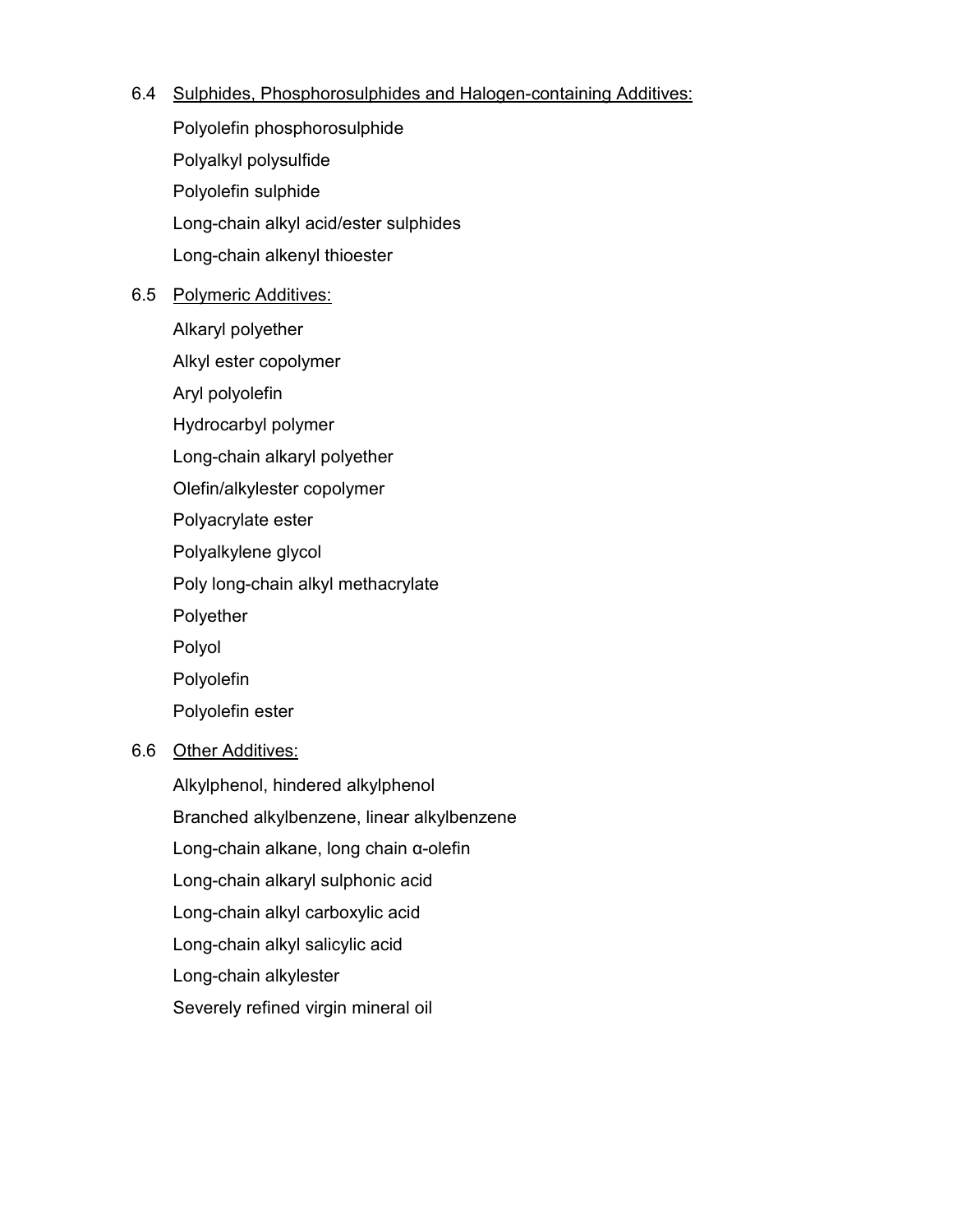6.4 Sulphides, Phosphorosulphides and Halogen-containing Additives:

Polyolefin phosphorosulphide

Polyalkyl polysulfide

Polyolefin sulphide

Long-chain alkyl acid/ester sulphides

Long-chain alkenyl thioester

6.5 Polymeric Additives:

Alkaryl polyether

Alkyl ester copolymer

Aryl polyolefin

Hydrocarbyl polymer

Long-chain alkaryl polyether

Olefin/alkylester copolymer

Polyacrylate ester

Polyalkylene glycol

Poly long-chain alkyl methacrylate

Polyether

Polyol

Polyolefin

Polyolefin ester

6.6 Other Additives:

Alkylphenol, hindered alkylphenol

Branched alkylbenzene, linear alkylbenzene

Long-chain alkane, long chain α-olefin

Long-chain alkaryl sulphonic acid

Long-chain alkyl carboxylic acid

Long-chain alkyl salicylic acid

Long-chain alkylester

Severely refined virgin mineral oil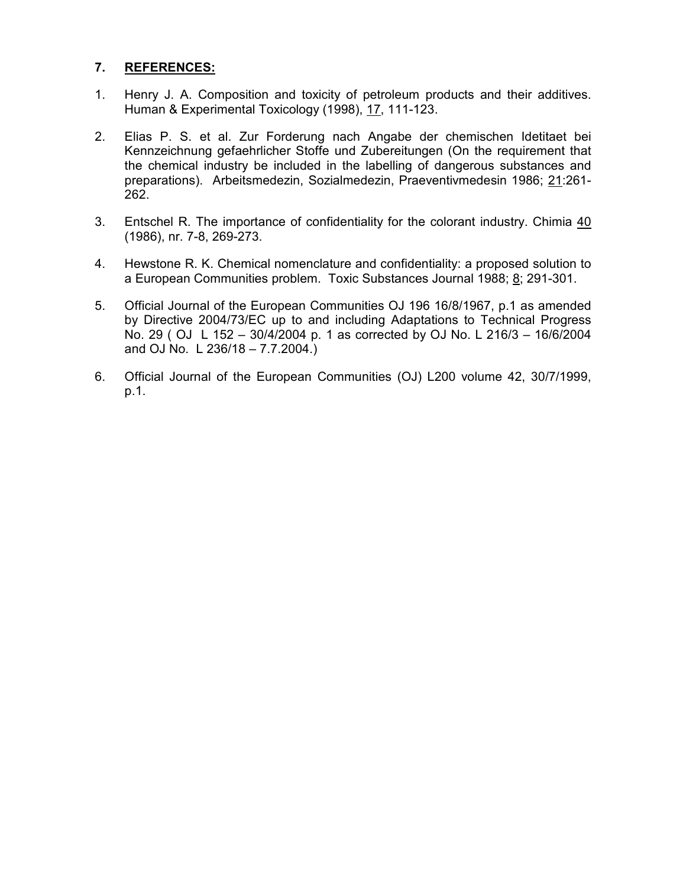## 7. REFERENCES:

1. Henry J. A. Composition and toxicity of petroleum products and their additives. Human & Experimental Toxicology (1998), 17, 111-123.

2. Elias P. S. et al. Zur Forderung nach Angabe der chemischen Idetitaet bei Kennzeichnung gefaehrlicher Stoffe und Zubereitungen (On the requirement that the chemical industry be included in the labelling of dangerous substances and preparations). Arbeitsmedezin, Sozialmedezin, Praeventivmedesin 1986; 21:261-262.

3. Entschel R. The importance of confidentiality for the colorant industry. Chimia 40 (1986), nr. 7-8, 269-273.

4. Hewstone R. K. Chemical nomenclature and confidentiality: a proposed solution to a European Communities problem. Toxic Substances Journal 1988; 8; 291-301.

5. Official Journal of the European Communities OJ 196 16/8/1967, p.1 as amended by Directive 2004/73/EC up to and including Adaptations to Technical Progress No. 29 ( OJ L 152 – 30/4/2004 p. 1 as corrected by OJ No. L 216/3 – 16/6/2004 and OJ No. L 236/18 – 7.7.2004.)

6. Official Journal of the European Communities (OJ) L200 volume 42, 30/7/1999, p.1.